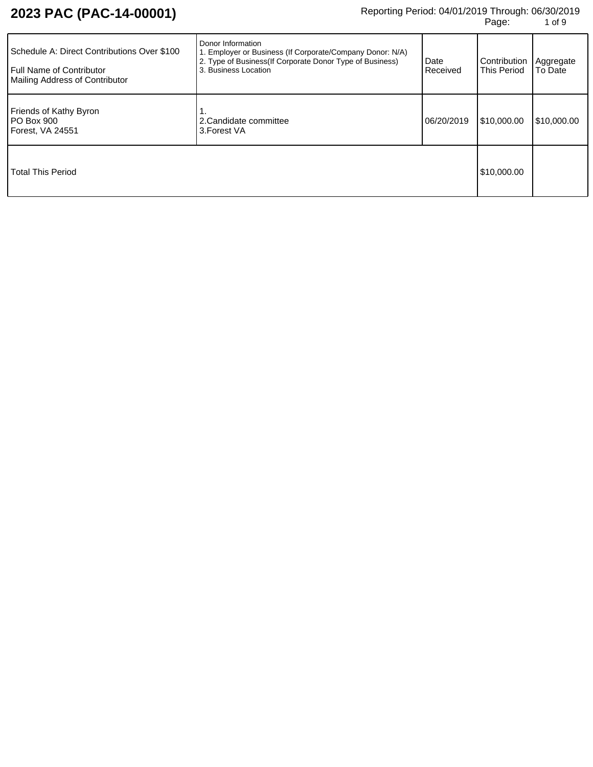# 2023 PAC (PAC-14-00001)

Reporting Period: 04/01/2019 Through: 06/30/2019

| Schedule A: Direct Contributions Over $100<br>Full Name of Contributor<br>Mailing Address of Contributor | Donor Information<br>1. Employer or Business (If Corporate/Company Donor: N/A)<br>2. Type of Business(If Corporate Donor Type of Business)<br>3. Business Location | Date Received | Contribution This Period | Aggregate To Date |
| --- | --- | --- | --- | --- |
| Friends of Kathy Byron<br>PO Box 900<br>Forest, VA 24551 | 1.<br>2.Candidate committee<br>3.Forest VA | 06/20/2019 | $10,000.00 | $10,000.00 |
| Total This Period | | | $10,000.00 | |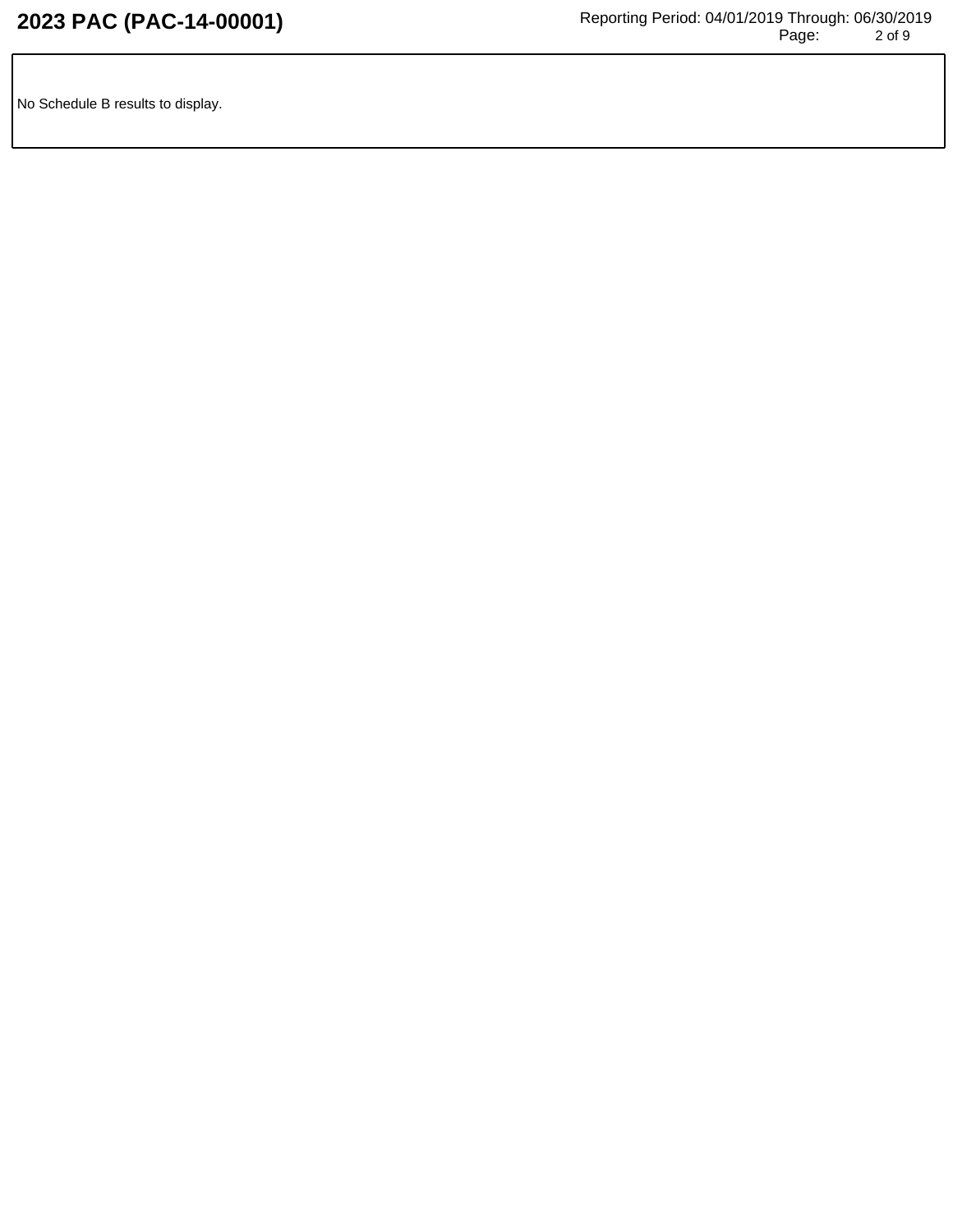No Schedule B results to display.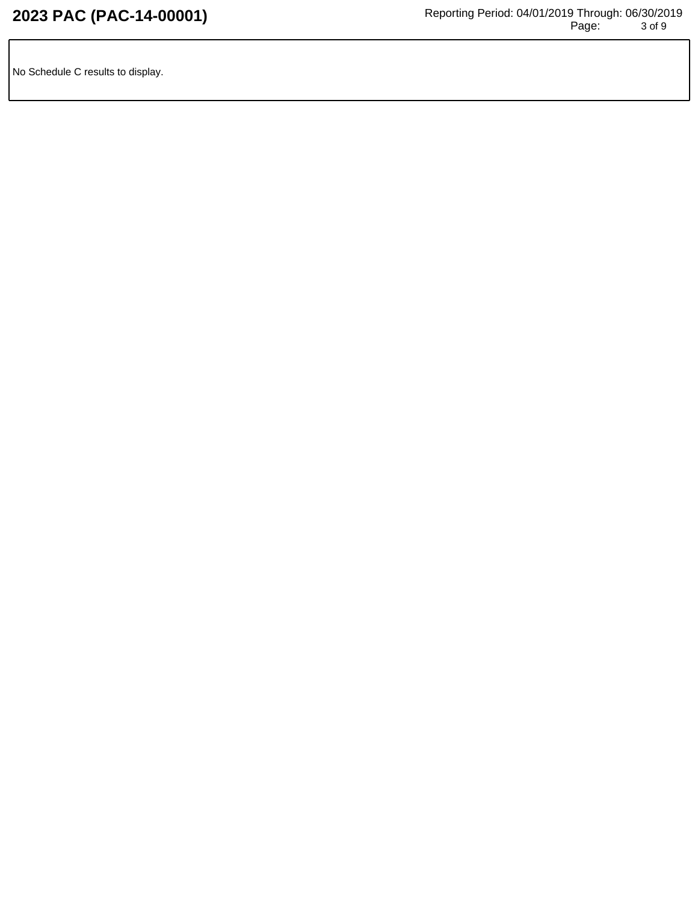No Schedule C results to display.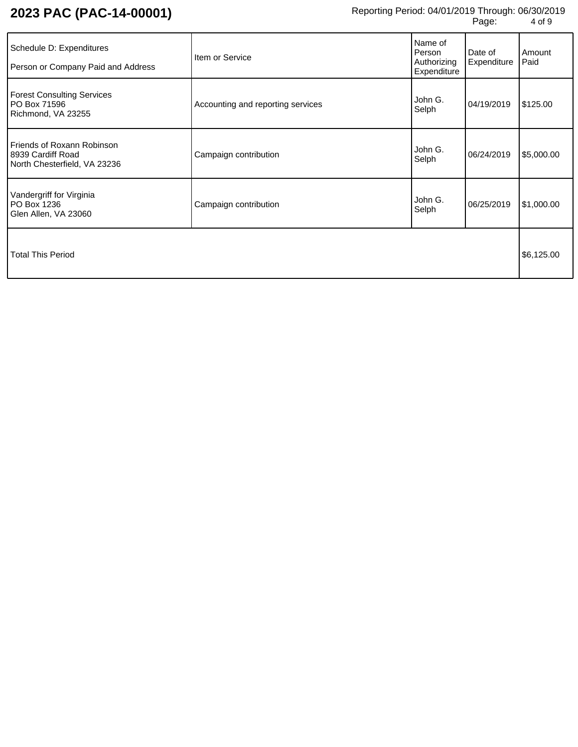# 2023 PAC (PAC-14-00001)

Reporting Period: 04/01/2019 Through: 06/30/2019

| Schedule D: Expenditures<br>Person or Company Paid and Address | Item or Service | Name of Person Authorizing Expenditure | Date of Expenditure | Amount Paid |
|---|---|---|---|---|
| Forest Consulting Services<br>PO Box 71596<br>Richmond, VA 23255 | Accounting and reporting services | John G. Selph | 04/19/2019 | $125.00 |
| Friends of Roxann Robinson<br>8939 Cardiff Road<br>North Chesterfield, VA 23236 | Campaign contribution | John G. Selph | 06/24/2019 | $5,000.00 |
| Vandergriff for Virginia<br>PO Box 1236<br>Glen Allen, VA 23060 | Campaign contribution | John G. Selph | 06/25/2019 | $1,000.00 |
| Total This Period | | | | $6,125.00 |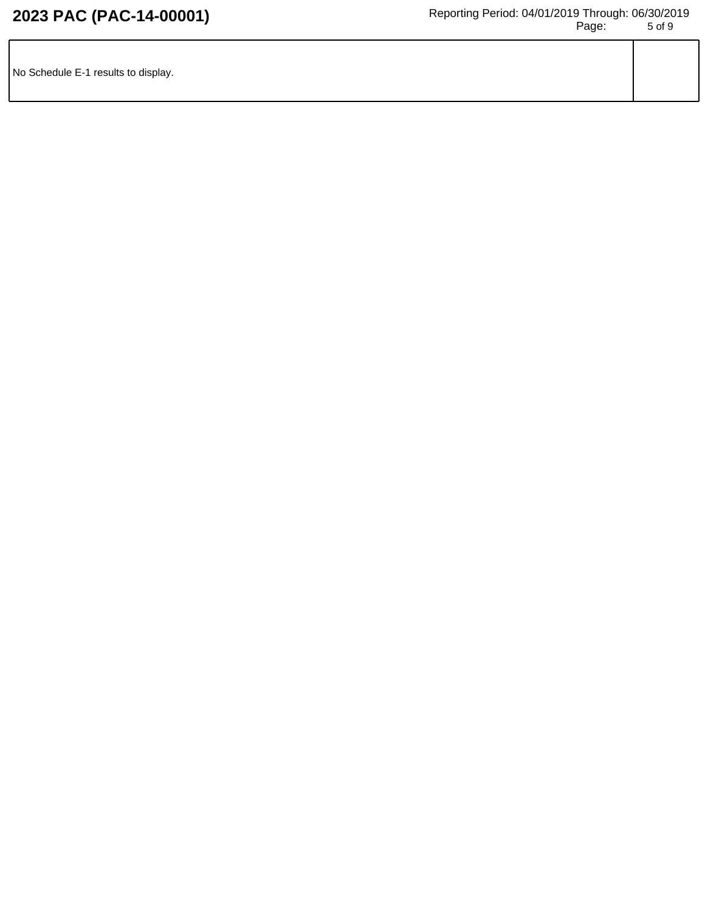| No Schedule E-1 results to display. | |
| --- | --- |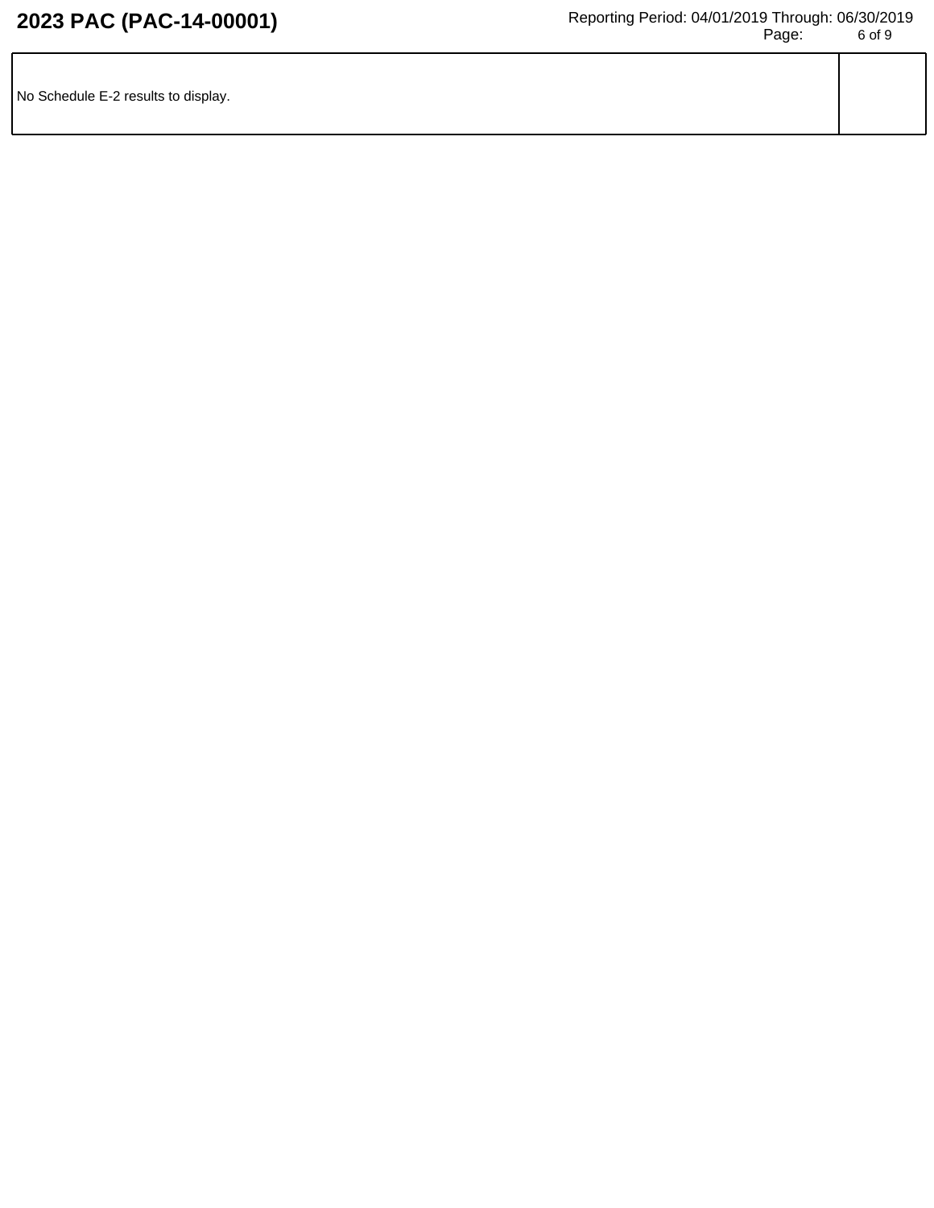| No Schedule E-2 results to display. | |
|---|---|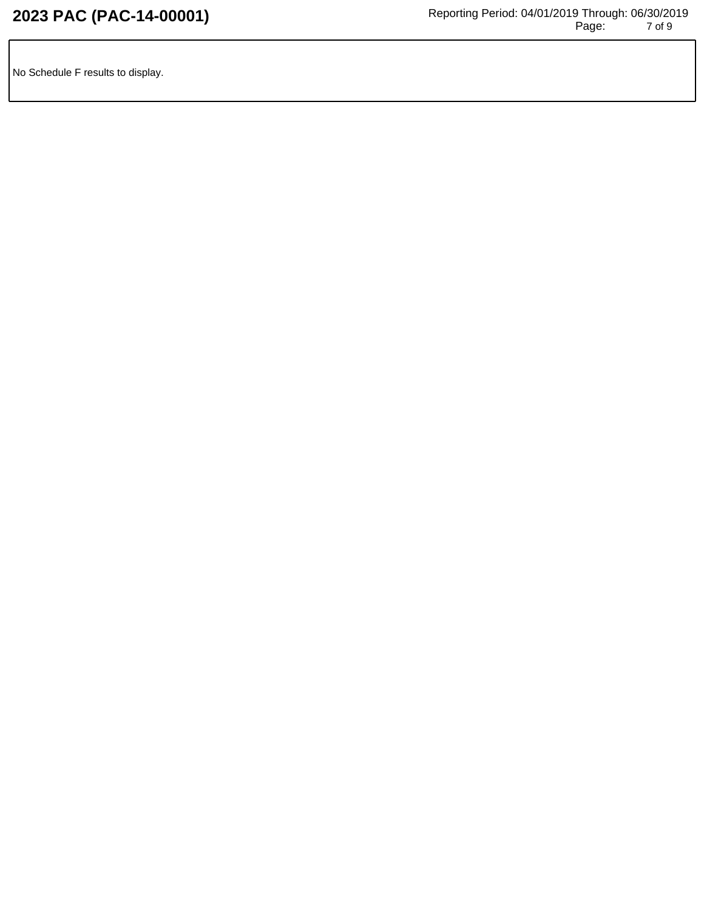No Schedule F results to display.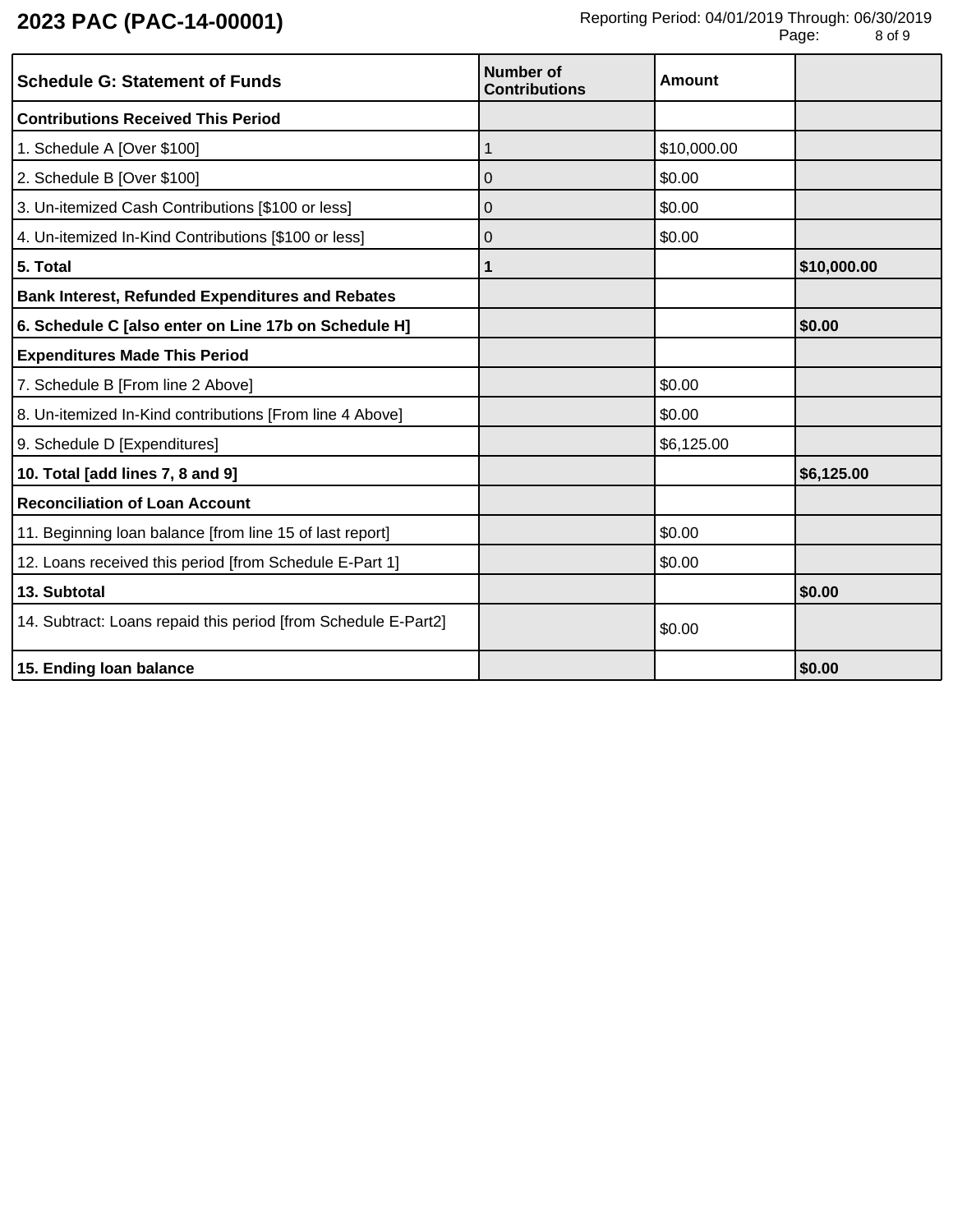# 2023 PAC (PAC-14-00001)

Reporting Period: 04/01/2019 Through: 06/30/2019

| Schedule G: Statement of Funds | Number of Contributions | Amount | |
|---|---|---|---|
| **Contributions Received This Period** | | | |
| 1. Schedule A [Over $100] | 1 | $10,000.00 | |
| 2. Schedule B [Over $100] | 0 | $0.00 | |
| 3. Un-itemized Cash Contributions [$100 or less] | 0 | $0.00 | |
| 4. Un-itemized In-Kind Contributions [$100 or less] | 0 | $0.00 | |
| **5. Total** | **1** | | **$10,000.00** |
| **Bank Interest, Refunded Expenditures and Rebates** | | | |
| **6. Schedule C [also enter on Line 17b on Schedule H]** | | | **$0.00** |
| **Expenditures Made This Period** | | | |
| 7. Schedule B [From line 2 Above] | | $0.00 | |
| 8. Un-itemized In-Kind contributions [From line 4 Above] | | $0.00 | |
| 9. Schedule D [Expenditures] | | $6,125.00 | |
| **10. Total [add lines 7, 8 and 9]** | | | **$6,125.00** |
| **Reconciliation of Loan Account** | | | |
| 11. Beginning loan balance [from line 15 of last report] | | $0.00 | |
| 12. Loans received this period [from Schedule E-Part 1] | | $0.00 | |
| **13. Subtotal** | | | **$0.00** |
| 14. Subtract: Loans repaid this period [from Schedule E-Part2] | | $0.00 | |
| **15. Ending loan balance** | | | **$0.00** |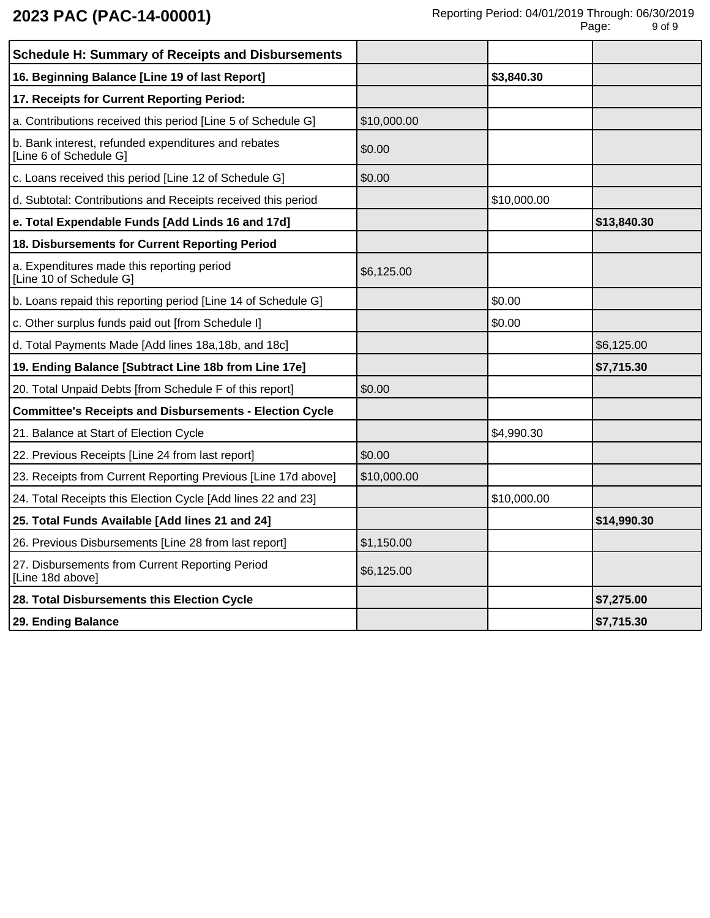| Schedule H: Summary of Receipts and Disbursements | | | |
|---|---|---|---|
| **16. Beginning Balance [Line 19 of last Report]** | | **$3,840.30** | |
| **17. Receipts for Current Reporting Period:** | | | |
| a. Contributions received this period [Line 5 of Schedule G] | $10,000.00 | | |
| b. Bank interest, refunded expenditures and rebates [Line 6 of Schedule G] | $0.00 | | |
| c. Loans received this period [Line 12 of Schedule G] | $0.00 | | |
| d. Subtotal: Contributions and Receipts received this period | | $10,000.00 | |
| **e. Total Expendable Funds [Add Linds 16 and 17d]** | | | **$13,840.30** |
| **18. Disbursements for Current Reporting Period** | | | |
| a. Expenditures made this reporting period [Line 10 of Schedule G] | $6,125.00 | | |
| b. Loans repaid this reporting period [Line 14 of Schedule G] | | $0.00 | |
| c. Other surplus funds paid out [from Schedule I] | | $0.00 | |
| d. Total Payments Made [Add lines 18a,18b, and 18c] | | | $6,125.00 |
| **19. Ending Balance [Subtract Line 18b from Line 17e]** | | | **$7,715.30** |
| 20. Total Unpaid Debts [from Schedule F of this report] | $0.00 | | |
| **Committee's Receipts and Disbursements - Election Cycle** | | | |
| 21. Balance at Start of Election Cycle | | $4,990.30 | |
| 22. Previous Receipts [Line 24 from last report] | $0.00 | | |
| 23. Receipts from Current Reporting Previous [Line 17d above] | $10,000.00 | | |
| 24. Total Receipts this Election Cycle [Add lines 22 and 23] | | $10,000.00 | |
| **25. Total Funds Available [Add lines 21 and 24]** | | | **$14,990.30** |
| 26. Previous Disbursements [Line 28 from last report] | $1,150.00 | | |
| 27. Disbursements from Current Reporting Period [Line 18d above] | $6,125.00 | | |
| **28. Total Disbursements this Election Cycle** | | | **$7,275.00** |
| **29. Ending Balance** | | | **$7,715.30** |